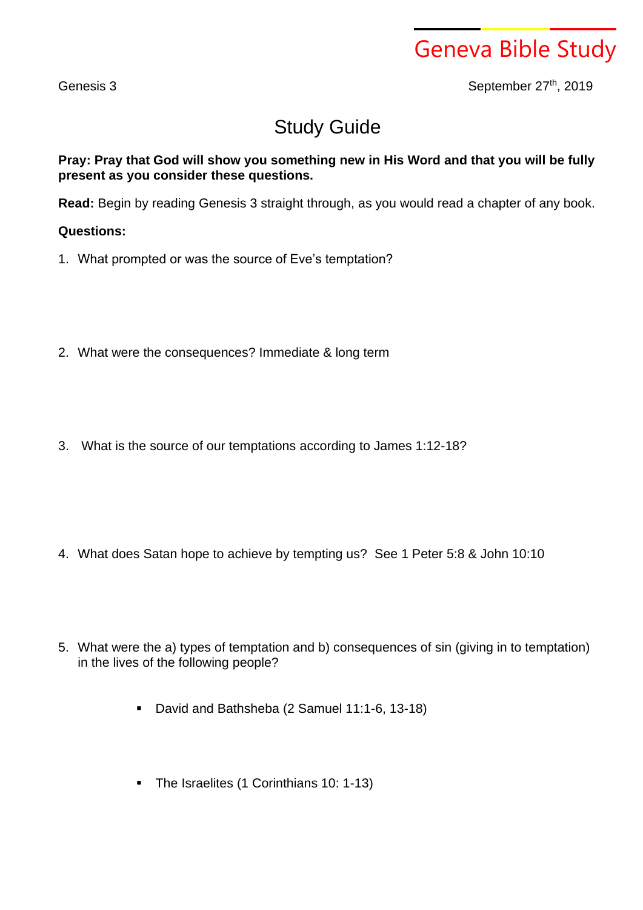Geneva Bible Study

Genesis 3

September 27th, 2019

# Study Guide

**Pray: Pray that God will show you something new in His Word and that you will be fully present as you consider these questions.**

**Read:** Begin by reading Genesis 3 straight through, as you would read a chapter of any book.

**Questions:**

1. What prompted or was the source of Eve's temptation?

2. What were the consequences? Immediate & long term

3. What is the source of our temptations according to James 1:12-18?

4. What does Satan hope to achieve by tempting us? See 1 Peter 5:8 & John 10:10

5. What were the a) types of temptation and b) consequences of sin (giving in to temptation) in the lives of the following people?

    - David and Bathsheba (2 Samuel 11:1-6, 13-18)

    - The Israelites (1 Corinthians 10: 1-13)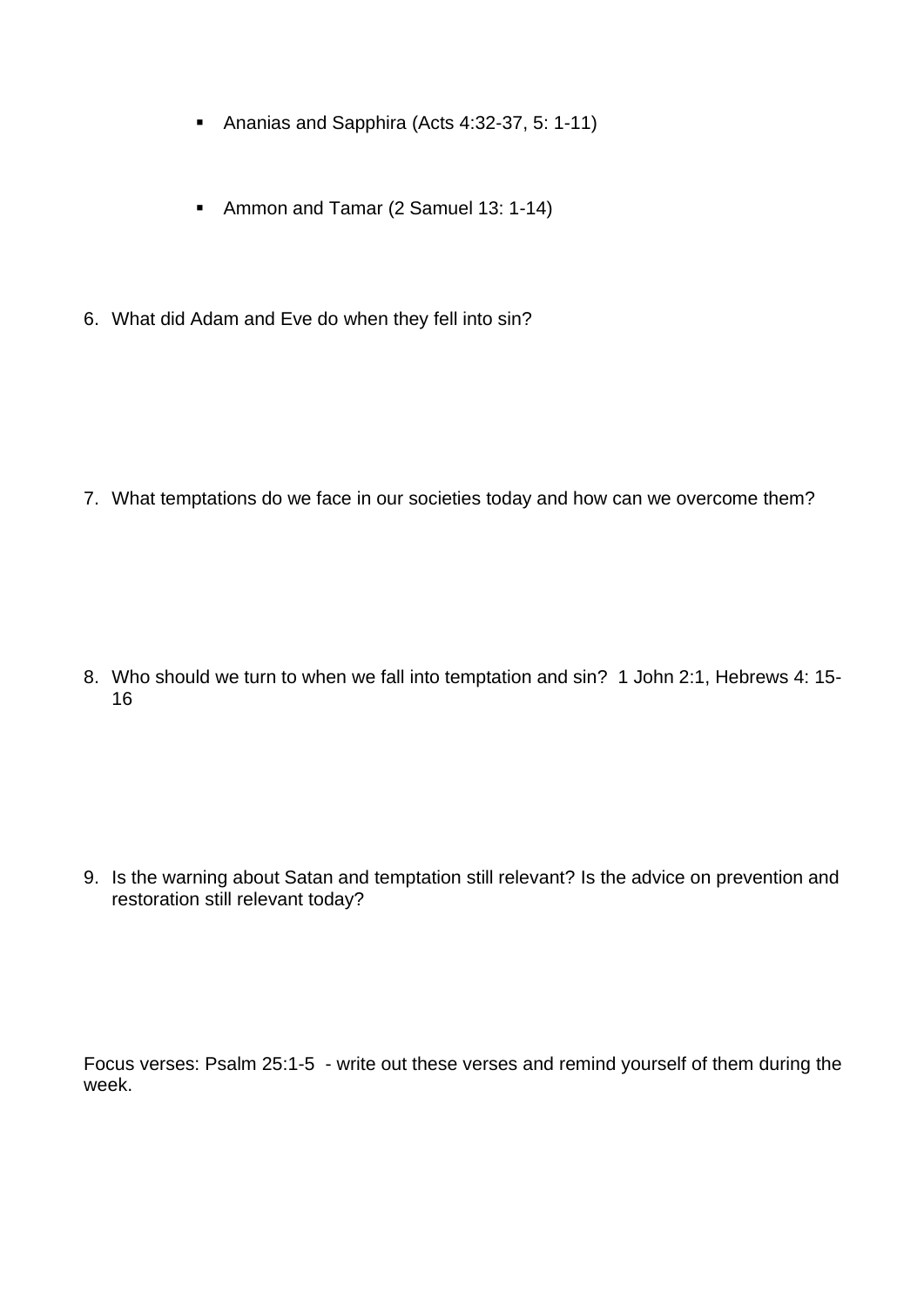- Ananias and Sapphira (Acts 4:32-37, 5: 1-11)

- Ammon and Tamar (2 Samuel 13: 1-14)

6. What did Adam and Eve do when they fell into sin?

7. What temptations do we face in our societies today and how can we overcome them?

8. Who should we turn to when we fall into temptation and sin? 1 John 2:1, Hebrews 4: 15-16

9. Is the warning about Satan and temptation still relevant? Is the advice on prevention and restoration still relevant today?

Focus verses: Psalm 25:1-5 - write out these verses and remind yourself of them during the week.